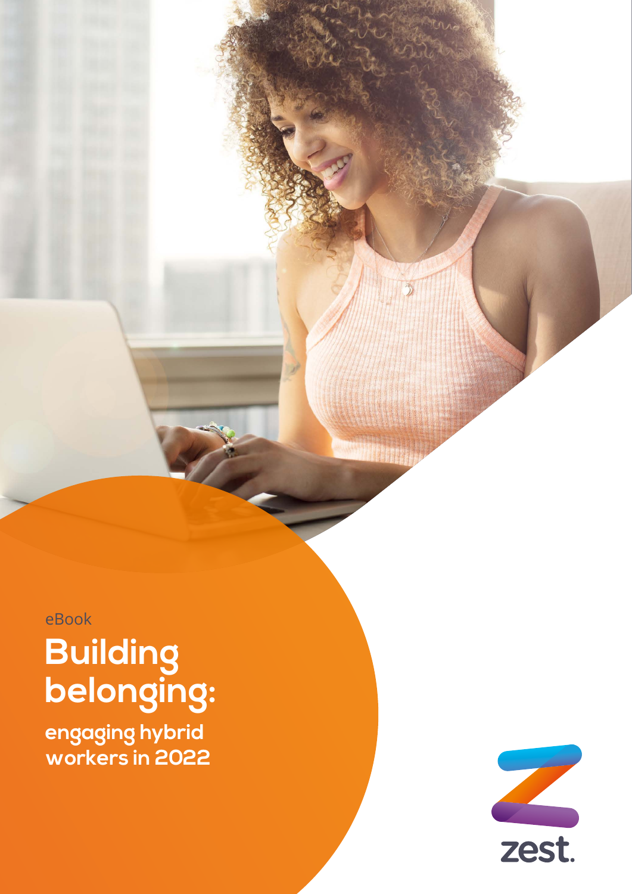eBook

# Building belonging:

## engaging hybrid workers in 2022

zest.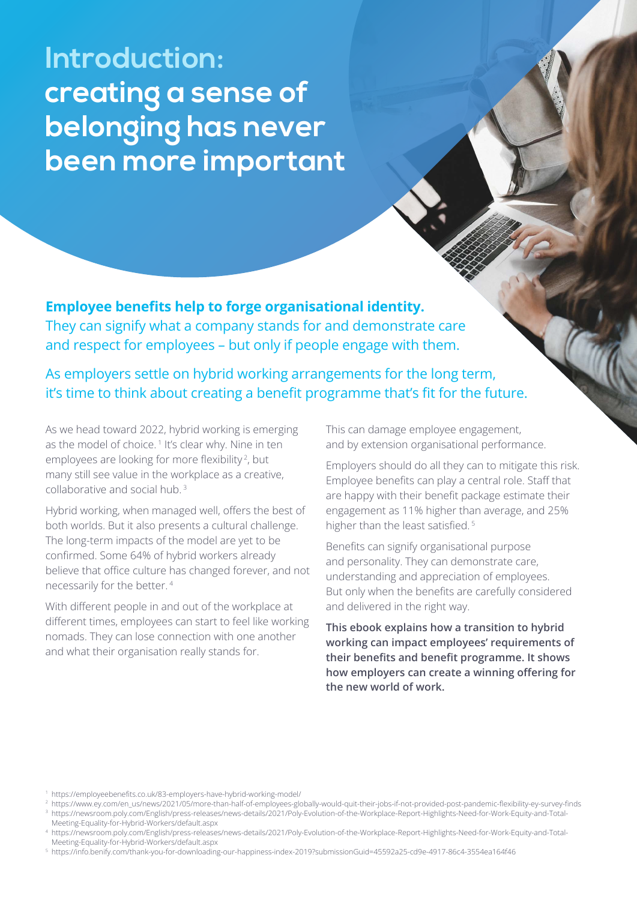# Introduction: creating a sense of belonging has never been more important

**Employee benefits help to forge organisational identity.** They can signify what a company stands for and demonstrate care and respect for employees – but only if people engage with them.

As employers settle on hybrid working arrangements for the long term, it's time to think about creating a benefit programme that's fit for the future.

As we head toward 2022, hybrid working is emerging as the model of choice.[1] It's clear why. Nine in ten employees are looking for more flexibility[2], but many still see value in the workplace as a creative, collaborative and social hub.[3]

Hybrid working, when managed well, offers the best of both worlds. But it also presents a cultural challenge. The long-term impacts of the model are yet to be confirmed. Some 64% of hybrid workers already believe that office culture has changed forever, and not necessarily for the better.[4]

With different people in and out of the workplace at different times, employees can start to feel like working nomads. They can lose connection with one another and what their organisation really stands for.

This can damage employee engagement, and by extension organisational performance.

Employers should do all they can to mitigate this risk. Employee benefits can play a central role. Staff that are happy with their benefit package estimate their engagement as 11% higher than average, and 25% higher than the least satisfied.[5]

Benefits can signify organisational purpose and personality. They can demonstrate care, understanding and appreciation of employees. But only when the benefits are carefully considered and delivered in the right way.

**This ebook explains how a transition to hybrid working can impact employees' requirements of their benefits and benefit programme. It shows how employers can create a winning offering for the new world of work.**

[1] https://employeebenefits.co.uk/83-employers-have-hybrid-working-model/
[2] https://www.ey.com/en_us/news/2021/05/more-than-half-of-employees-globally-would-quit-their-jobs-if-not-provided-post-pandemic-flexibility-ey-survey-finds
[3] https://newsroom.poly.com/English/press-releases/news-details/2021/Poly-Evolution-of-the-Workplace-Report-Highlights-Need-for-Work-Equity-and-Total-Meeting-Equality-for-Hybrid-Workers/default.aspx
[4] https://newsroom.poly.com/English/press-releases/news-details/2021/Poly-Evolution-of-the-Workplace-Report-Highlights-Need-for-Work-Equity-and-Total-Meeting-Equality-for-Hybrid-Workers/default.aspx
[5] https://info.benify.com/thank-you-for-downloading-our-happiness-index-2019?submissionGuid=45592a25-cd9e-4917-86c4-3554ea164f46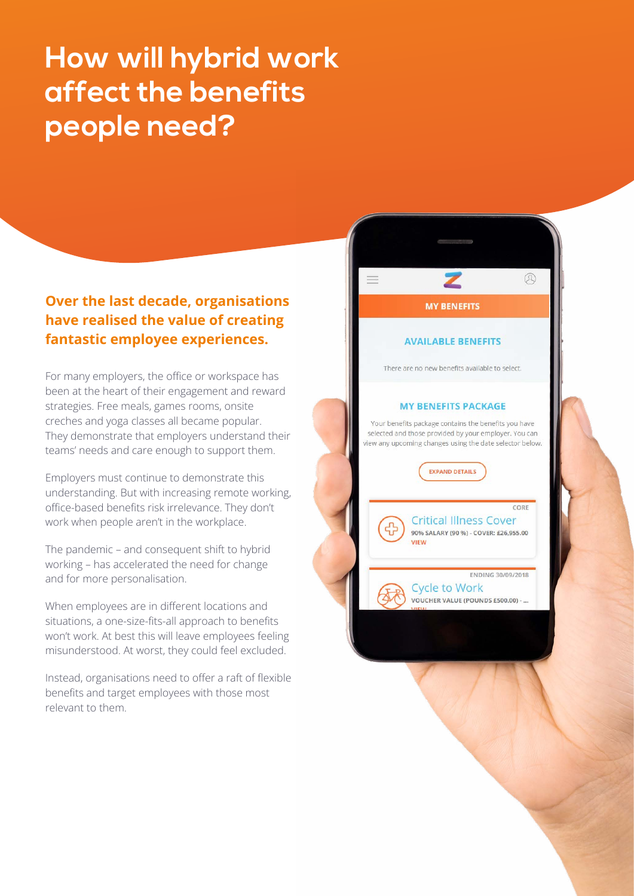# How will hybrid work affect the benefits people need?

**Over the last decade, organisations have realised the value of creating fantastic employee experiences.**

For many employers, the office or workspace has been at the heart of their engagement and reward strategies. Free meals, games rooms, onsite creches and yoga classes all became popular. They demonstrate that employers understand their teams' needs and care enough to support them.

Employers must continue to demonstrate this understanding. But with increasing remote working, office-based benefits risk irrelevance. They don't work when people aren't in the workplace.

The pandemic – and consequent shift to hybrid working – has accelerated the need for change and for more personalisation.

When employees are in different locations and situations, a one-size-fits-all approach to benefits won't work. At best this will leave employees feeling misunderstood. At worst, they could feel excluded.

Instead, organisations need to offer a raft of flexible benefits and target employees with those most relevant to them.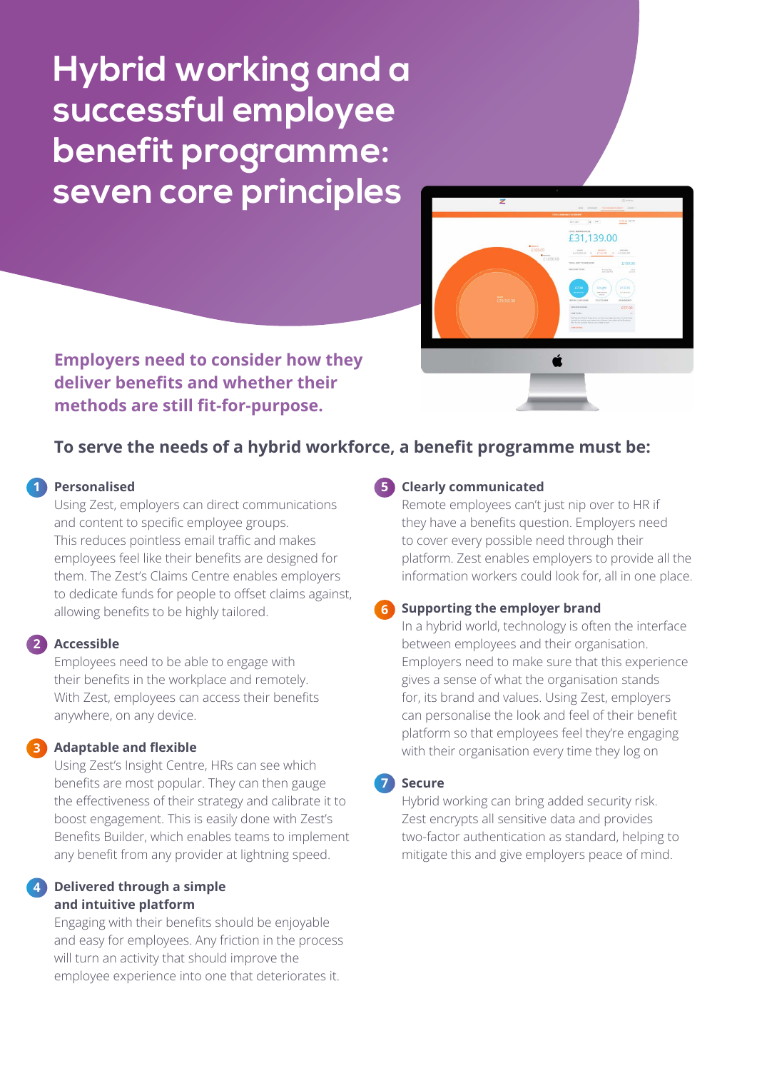# Hybrid working and a successful employee benefit programme: seven core principles

**Employers need to consider how they deliver benefits and whether their methods are still fit-for-purpose.**

## To serve the needs of a hybrid workforce, a benefit programme must be:

### 1 Personalised

Using Zest, employers can direct communications and content to specific employee groups. This reduces pointless email traffic and makes employees feel like their benefits are designed for them. The Zest's Claims Centre enables employers to dedicate funds for people to offset claims against, allowing benefits to be highly tailored.

### 2 Accessible

Employees need to be able to engage with their benefits in the workplace and remotely. With Zest, employees can access their benefits anywhere, on any device.

### 3 Adaptable and flexible

Using Zest's Insight Centre, HRs can see which benefits are most popular. They can then gauge the effectiveness of their strategy and calibrate it to boost engagement. This is easily done with Zest's Benefits Builder, which enables teams to implement any benefit from any provider at lightning speed.

### 4 Delivered through a simple and intuitive platform

Engaging with their benefits should be enjoyable and easy for employees. Any friction in the process will turn an activity that should improve the employee experience into one that deteriorates it.

### 5 Clearly communicated

Remote employees can't just nip over to HR if they have a benefits question. Employers need to cover every possible need through their platform. Zest enables employers to provide all the information workers could look for, all in one place.

### 6 Supporting the employer brand

In a hybrid world, technology is often the interface between employees and their organisation. Employers need to make sure that this experience gives a sense of what the organisation stands for, its brand and values. Using Zest, employers can personalise the look and feel of their benefit platform so that employees feel they're engaging with their organisation every time they log on

### 7 Secure

Hybrid working can bring added security risk. Zest encrypts all sensitive data and provides two-factor authentication as standard, helping to mitigate this and give employers peace of mind.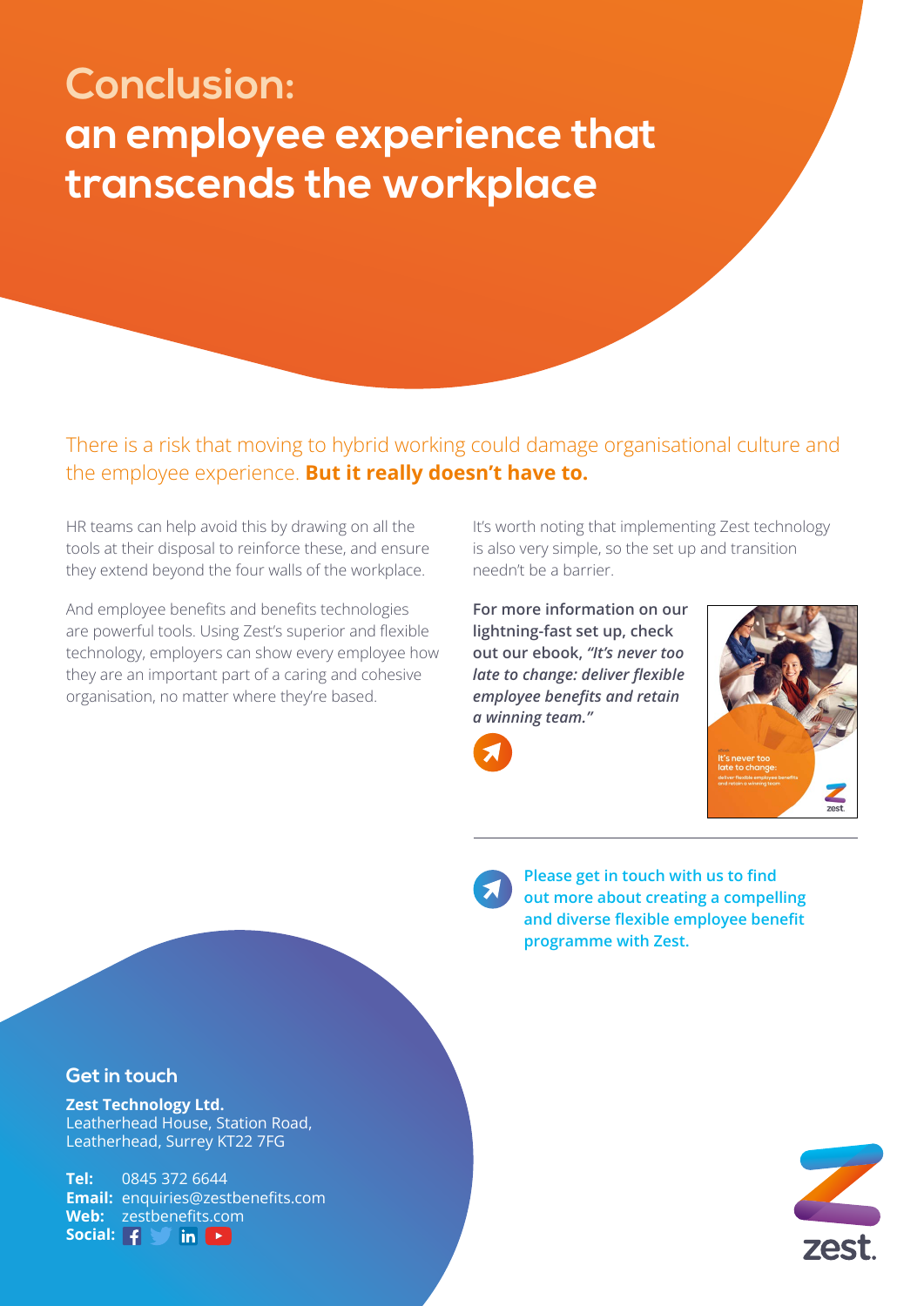# Conclusion: an employee experience that transcends the workplace

There is a risk that moving to hybrid working could damage organisational culture and the employee experience. **But it really doesn't have to.**

HR teams can help avoid this by drawing on all the tools at their disposal to reinforce these, and ensure they extend beyond the four walls of the workplace.

And employee benefits and benefits technologies are powerful tools. Using Zest's superior and flexible technology, employers can show every employee how they are an important part of a caring and cohesive organisation, no matter where they're based.

It's worth noting that implementing Zest technology is also very simple, so the set up and transition needn't be a barrier.

**For more information on our lightning-fast set up, check out our ebook, *"It's never too late to change: deliver flexible employee benefits and retain a winning team."***

It's never too late to change: deliver flexible employee benefits and retain a winning team

**Please get in touch with us to find out more about creating a compelling and diverse flexible employee benefit programme with Zest.**

## Get in touch

**Zest Technology Ltd.**
Leatherhead House, Station Road,
Leatherhead, Surrey KT22 7FG

**Tel:** 0845 372 6644
**Email:** enquiries@zestbenefits.com
**Web:** zestbenefits.com
**Social:**

zest.